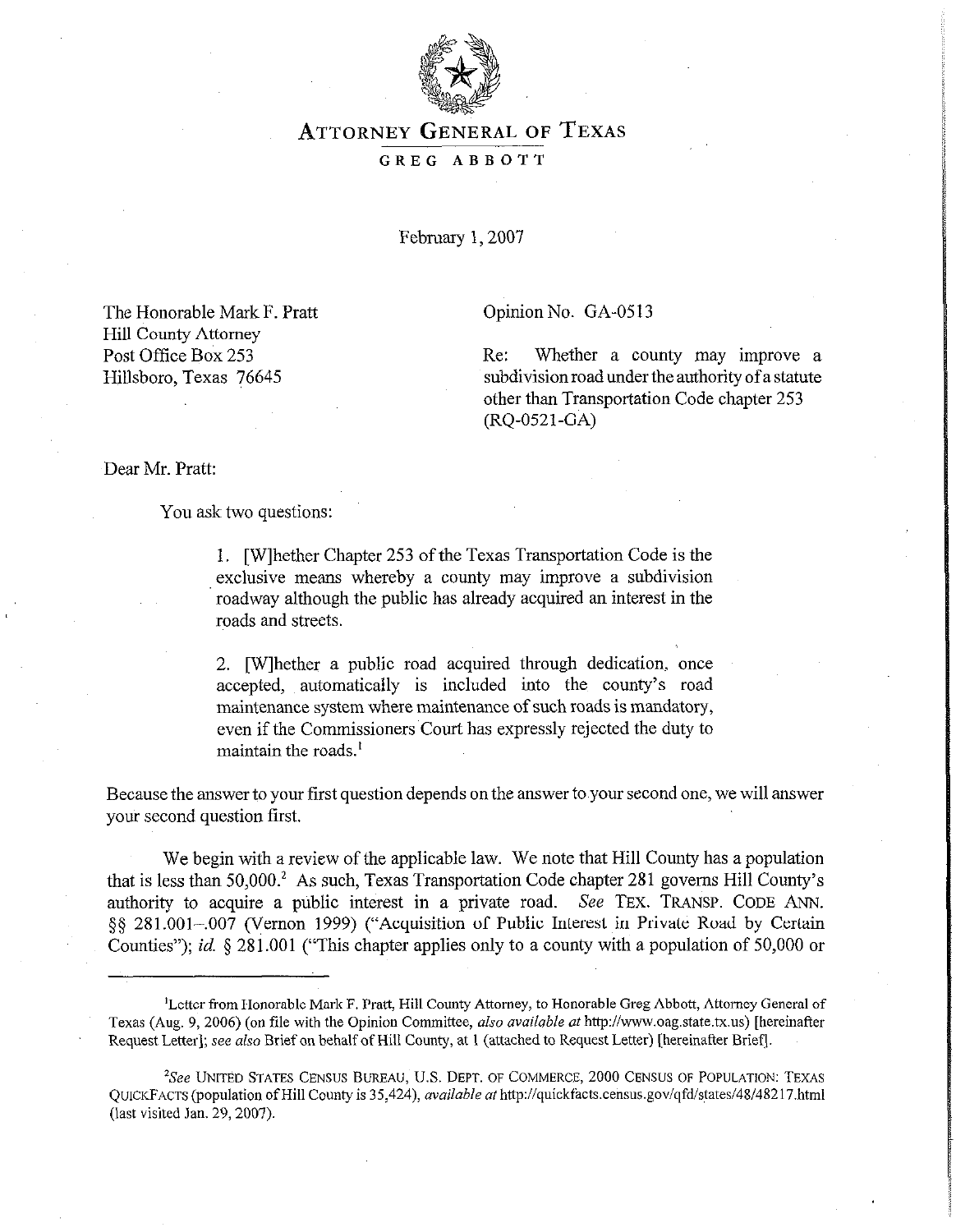# ATTORNEY GENERAL OF TEXAS

GREG ABBOTT

February 1, 2007

The Honorable Mark F. Pratt
Hill County Attorney
Post Office Box 253
Hillsboro, Texas 76645

Opinion No. GA-0513

Re: Whether a county may improve a subdivision road under the authority of a statute other than Transportation Code chapter 253 (RQ-0521-GA)

Dear Mr. Pratt:

You ask two questions:

> 1. [W]hether Chapter 253 of the Texas Transportation Code is the exclusive means whereby a county may improve a subdivision roadway although the public has already acquired an interest in the roads and streets.
>
> 2. [W]hether a public road acquired through dedication, once accepted, automatically is included into the county's road maintenance system where maintenance of such roads is mandatory, even if the Commissioners Court has expressly rejected the duty to maintain the roads.[1]

Because the answer to your first question depends on the answer to your second one, we will answer your second question first.

We begin with a review of the applicable law. We note that Hill County has a population that is less than 50,000.[2] As such, Texas Transportation Code chapter 281 governs Hill County's authority to acquire a public interest in a private road. *See* TEX. TRANSP. CODE ANN. §§ 281.001–.007 (Vernon 1999) ("Acquisition of Public Interest in Private Road by Certain Counties"); *id.* § 281.001 ("This chapter applies only to a county with a population of 50,000 or

---

[1] Letter from Honorable Mark F. Pratt, Hill County Attorney, to Honorable Greg Abbott, Attorney General of Texas (Aug. 9, 2006) (on file with the Opinion Committee, *also available at* http://www.oag.state.tx.us) [hereinafter Request Letter]; *see also* Brief on behalf of Hill County, at 1 (attached to Request Letter) [hereinafter Brief].

[2] *See* UNITED STATES CENSUS BUREAU, U.S. DEPT. OF COMMERCE, 2000 CENSUS OF POPULATION: TEXAS QUICKFACTS (population of Hill County is 35,424), *available at* http://quickfacts.census.gov/qfd/states/48/48217.html (last visited Jan. 29, 2007).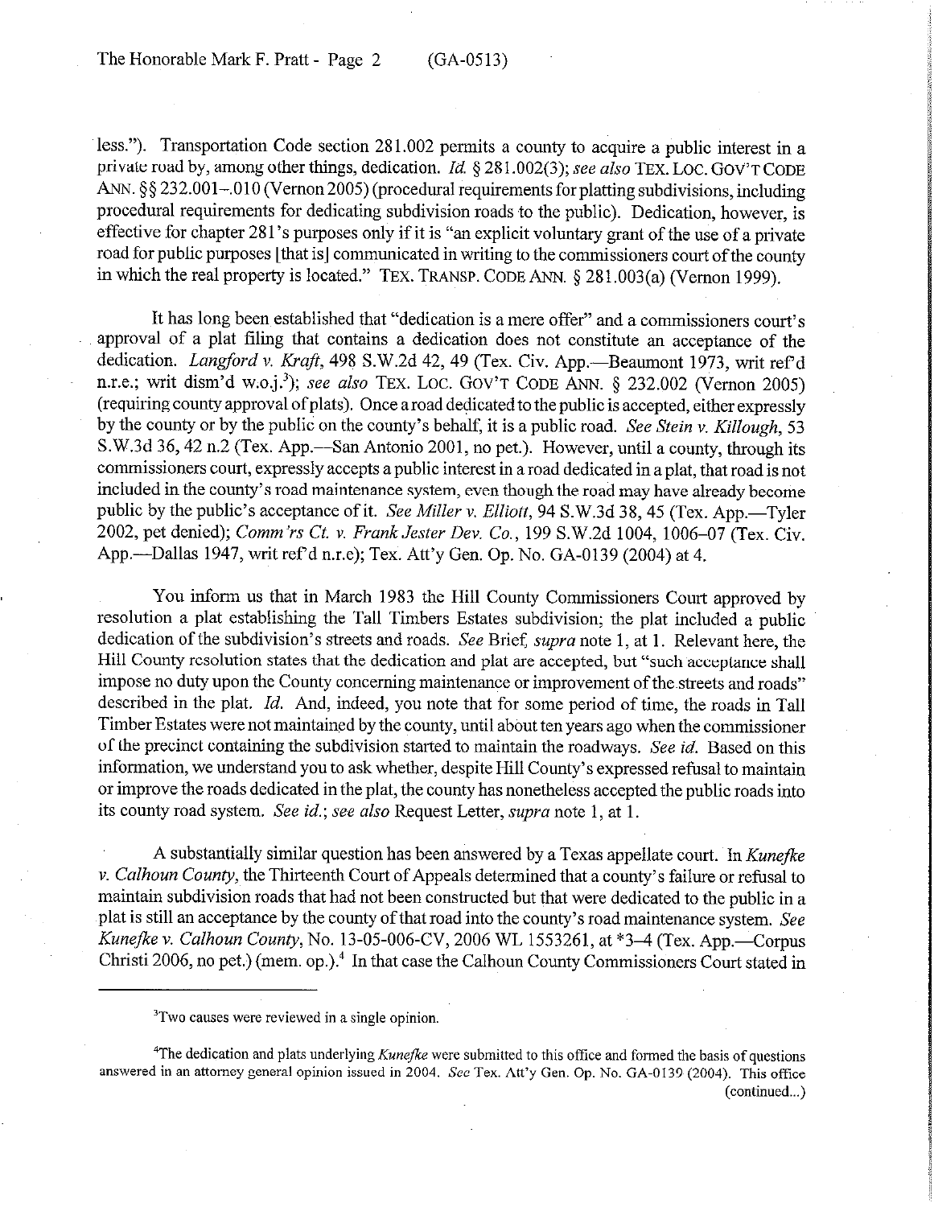less."). Transportation Code section 281.002 permits a county to acquire a public interest in a private road by, among other things, dedication. *Id.* § 281.002(3); *see also* TEX. LOC. GOV'T CODE ANN. §§ 232.001–.010 (Vernon 2005) (procedural requirements for platting subdivisions, including procedural requirements for dedicating subdivision roads to the public). Dedication, however, is effective for chapter 281's purposes only if it is "an explicit voluntary grant of the use of a private road for public purposes [that is] communicated in writing to the commissioners court of the county in which the real property is located." TEX. TRANSP. CODE ANN. § 281.003(a) (Vernon 1999).

It has long been established that "dedication is a mere offer" and a commissioners court's approval of a plat filing that contains a dedication does not constitute an acceptance of the dedication. *Langford v. Kraft*, 498 S.W.2d 42, 49 (Tex. Civ. App.—Beaumont 1973, writ ref'd n.r.e.; writ dism'd w.o.j.[3]); *see also* TEX. LOC. GOV'T CODE ANN. § 232.002 (Vernon 2005) (requiring county approval of plats). Once a road dedicated to the public is accepted, either expressly by the county or by the public on the county's behalf, it is a public road. *See Stein v. Killough*, 53 S.W.3d 36, 42 n.2 (Tex. App.—San Antonio 2001, no pet.). However, until a county, through its commissioners court, expressly accepts a public interest in a road dedicated in a plat, that road is not included in the county's road maintenance system, even though the road may have already become public by the public's acceptance of it. *See Miller v. Elliott*, 94 S.W.3d 38, 45 (Tex. App.—Tyler 2002, pet denied); *Comm'rs Ct. v. Frank Jester Dev. Co.*, 199 S.W.2d 1004, 1006–07 (Tex. Civ. App.—Dallas 1947, writ ref'd n.r.e); Tex. Att'y Gen. Op. No. GA-0139 (2004) at 4.

You inform us that in March 1983 the Hill County Commissioners Court approved by resolution a plat establishing the Tall Timbers Estates subdivision; the plat included a public dedication of the subdivision's streets and roads. *See* Brief, *supra* note 1, at 1. Relevant here, the Hill County resolution states that the dedication and plat are accepted, but "such acceptance shall impose no duty upon the County concerning maintenance or improvement of the streets and roads" described in the plat. *Id.* And, indeed, you note that for some period of time, the roads in Tall Timber Estates were not maintained by the county, until about ten years ago when the commissioner of the precinct containing the subdivision started to maintain the roadways. *See id.* Based on this information, we understand you to ask whether, despite Hill County's expressed refusal to maintain or improve the roads dedicated in the plat, the county has nonetheless accepted the public roads into its county road system. *See id.*; *see also* Request Letter, *supra* note 1, at 1.

A substantially similar question has been answered by a Texas appellate court. In *Kunefke v. Calhoun County*, the Thirteenth Court of Appeals determined that a county's failure or refusal to maintain subdivision roads that had not been constructed but that were dedicated to the public in a plat is still an acceptance by the county of that road into the county's road maintenance system. *See Kunefke v. Calhoun County*, No. 13-05-006-CV, 2006 WL 1553261, at \*3–4 (Tex. App.—Corpus Christi 2006, no pet.) (mem. op.).[4] In that case the Calhoun County Commissioners Court stated in

---

[3]Two causes were reviewed in a single opinion.

[4]The dedication and plats underlying *Kunefke* were submitted to this office and formed the basis of questions answered in an attorney general opinion issued in 2004. *See* Tex. Att'y Gen. Op. No. GA-0139 (2004). This office (continued...)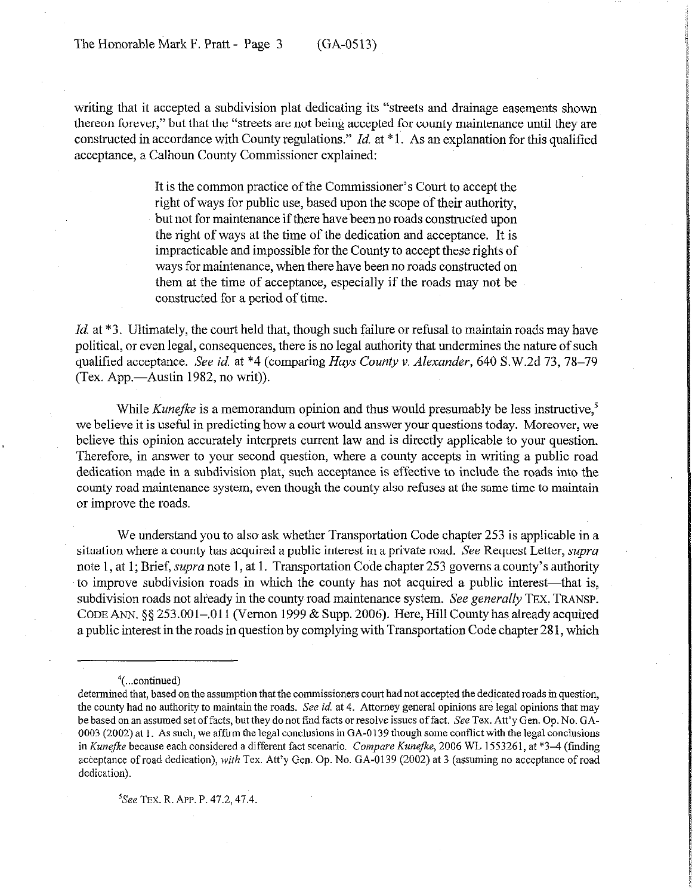writing that it accepted a subdivision plat dedicating its "streets and drainage easements shown thereon forever," but that the "streets are not being accepted for county maintenance until they are constructed in accordance with County regulations." *Id.* at *1. As an explanation for this qualified acceptance, a Calhoun County Commissioner explained:

> It is the common practice of the Commissioner's Court to accept the right of ways for public use, based upon the scope of their authority, but not for maintenance if there have been no roads constructed upon the right of ways at the time of the dedication and acceptance. It is impracticable and impossible for the County to accept these rights of ways for maintenance, when there have been no roads constructed on them at the time of acceptance, especially if the roads may not be constructed for a period of time.

*Id.* at *3. Ultimately, the court held that, though such failure or refusal to maintain roads may have political, or even legal, consequences, there is no legal authority that undermines the nature of such qualified acceptance. *See id.* at *4 (comparing *Hays County v. Alexander*, 640 S.W.2d 73, 78–79 (Tex. App.—Austin 1982, no writ)).

While *Kunefke* is a memorandum opinion and thus would presumably be less instructive,[5] we believe it is useful in predicting how a court would answer your questions today. Moreover, we believe this opinion accurately interprets current law and is directly applicable to your question. Therefore, in answer to your second question, where a county accepts in writing a public road dedication made in a subdivision plat, such acceptance is effective to include the roads into the county road maintenance system, even though the county also refuses at the same time to maintain or improve the roads.

We understand you to also ask whether Transportation Code chapter 253 is applicable in a situation where a county has acquired a public interest in a private road. *See* Request Letter, *supra* note 1, at 1; Brief, *supra* note 1, at 1. Transportation Code chapter 253 governs a county's authority to improve subdivision roads in which the county has not acquired a public interest—that is, subdivision roads not already in the county road maintenance system. *See generally* TEX. TRANSP. CODE ANN. §§ 253.001–.011 (Vernon 1999 & Supp. 2006). Here, Hill County has already acquired a public interest in the roads in question by complying with Transportation Code chapter 281, which

---

[4](...continued)
determined that, based on the assumption that the commissioners court had not accepted the dedicated roads in question, the county had no authority to maintain the roads. *See id.* at 4. Attorney general opinions are legal opinions that may be based on an assumed set of facts, but they do not find facts or resolve issues of fact. *See* Tex. Att'y Gen. Op. No. GA-0003 (2002) at 1. As such, we affirm the legal conclusions in GA-0139 though some conflict with the legal conclusions in *Kunefke* because each considered a different fact scenario. *Compare Kunefke*, 2006 WL 1553261, at *3–4 (finding acceptance of road dedication), *with* Tex. Att'y Gen. Op. No. GA-0139 (2002) at 3 (assuming no acceptance of road dedication).

[5]*See* TEX. R. APP. P. 47.2, 47.4.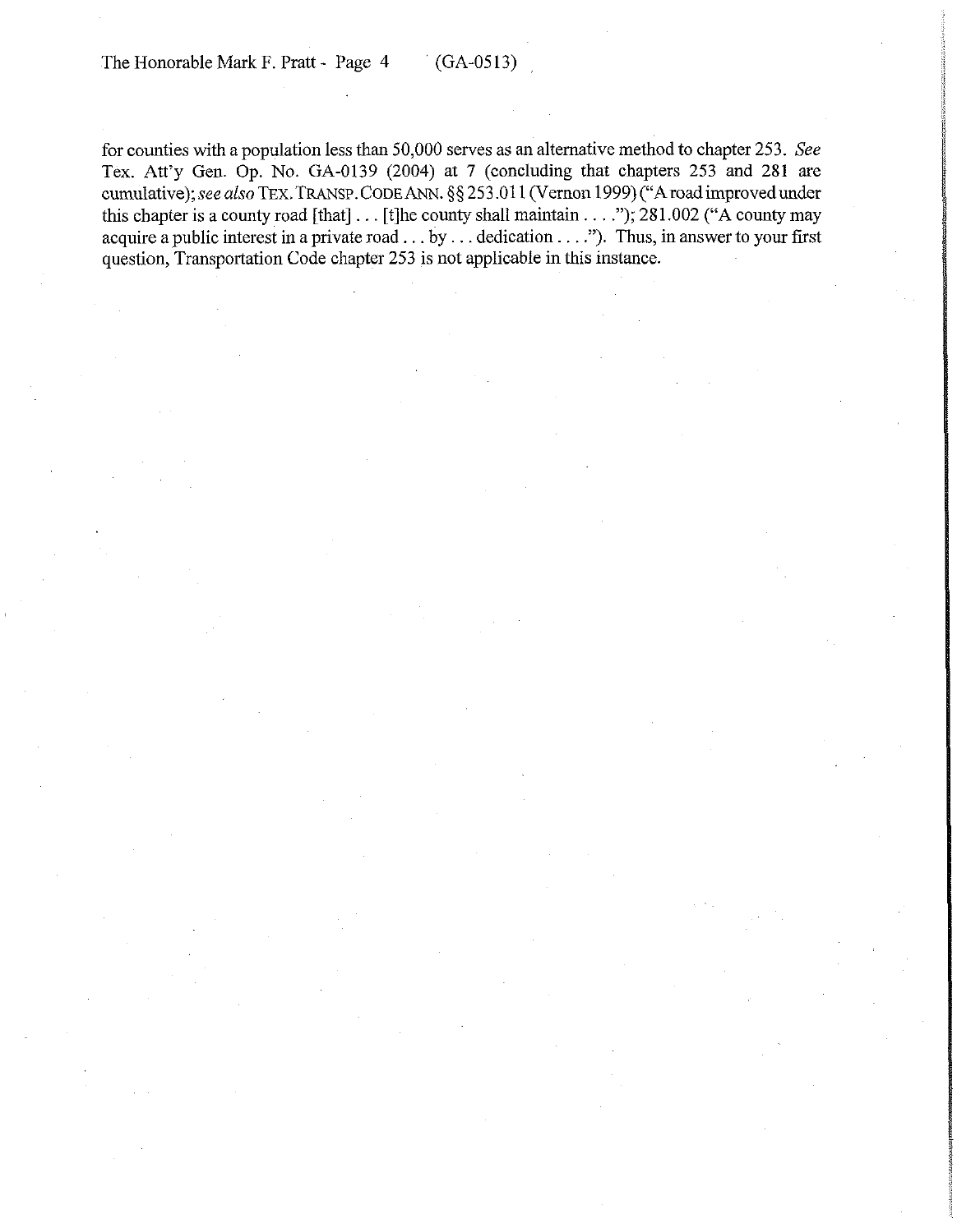for counties with a population less than 50,000 serves as an alternative method to chapter 253. *See* Tex. Att'y Gen. Op. No. GA-0139 (2004) at 7 (concluding that chapters 253 and 281 are cumulative); *see also* TEX. TRANSP. CODE ANN. §§ 253.011 (Vernon 1999) ("A road improved under this chapter is a county road [that] . . . [t]he county shall maintain . . . ."); 281.002 ("A county may acquire a public interest in a private road . . . by . . . dedication . . . ."). Thus, in answer to your first question, Transportation Code chapter 253 is not applicable in this instance.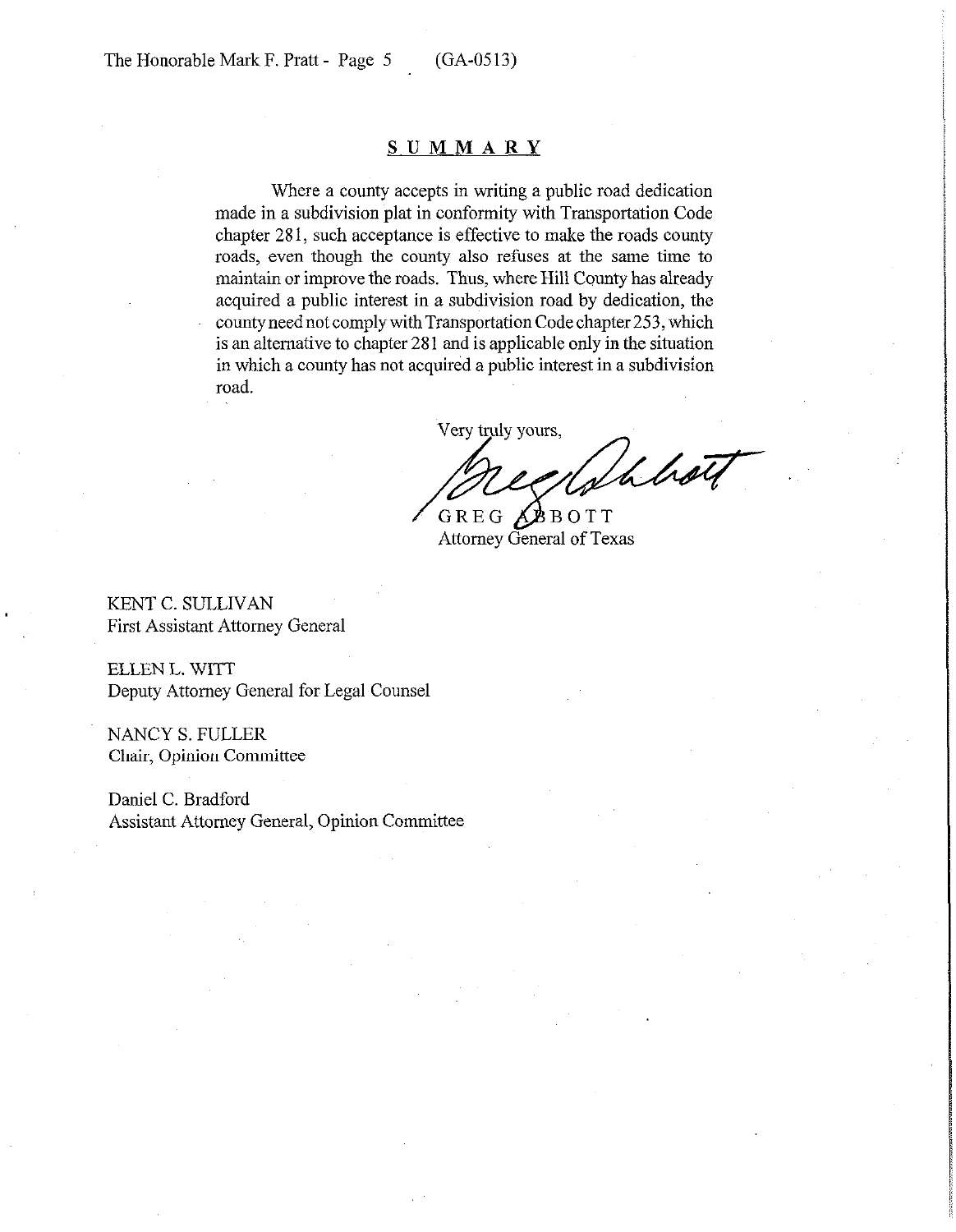## SUMMARY

Where a county accepts in writing a public road dedication made in a subdivision plat in conformity with Transportation Code chapter 281, such acceptance is effective to make the roads county roads, even though the county also refuses at the same time to maintain or improve the roads. Thus, where Hill County has already acquired a public interest in a subdivision road by dedication, the county need not comply with Transportation Code chapter 253, which is an alternative to chapter 281 and is applicable only in the situation in which a county has not acquired a public interest in a subdivision road.

Very truly yours,

GREG ABBOTT
Attorney General of Texas

KENT C. SULLIVAN
First Assistant Attorney General

ELLEN L. WITT
Deputy Attorney General for Legal Counsel

NANCY S. FULLER
Chair, Opinion Committee

Daniel C. Bradford
Assistant Attorney General, Opinion Committee